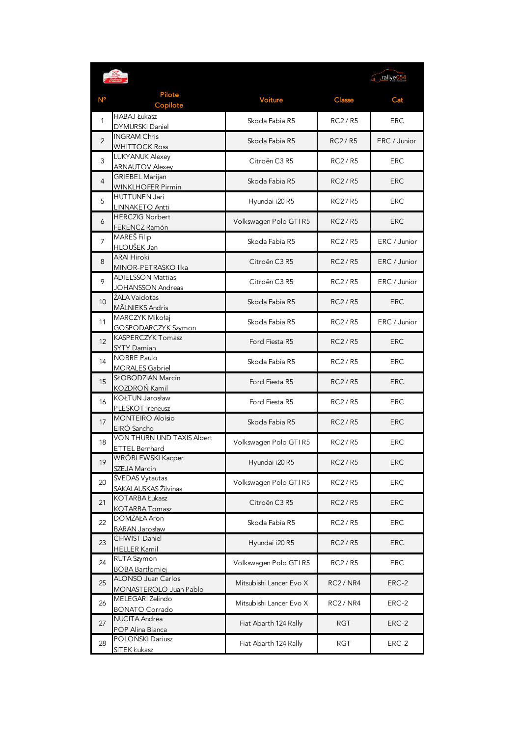| N° | Pilote<br>Copilote | Voiture | Classe | Cat |
|---|---|---|---|---|
| 1 | HABAJ Łukasz<br>DYMURSKI Daniel | Skoda Fabia R5 | RC2 / R5 | ERC |
| 2 | INGRAM Chris<br>WHITTOCK Ross | Skoda Fabia R5 | RC2 / R5 | ERC / Junior |
| 3 | LUKYANUK Alexey<br>ARNAUTOV Alexey | Citroën C3 R5 | RC2 / R5 | ERC |
| 4 | GRIEBEL Marijan<br>WINKLHOFER Pirmin | Skoda Fabia R5 | RC2 / R5 | ERC |
| 5 | HUTTUNEN Jari<br>LINNAKETO Antti | Hyundai i20 R5 | RC2 / R5 | ERC |
| 6 | HERCZIG Norbert<br>FERENCZ Ramón | Volkswagen Polo GTI R5 | RC2 / R5 | ERC |
| 7 | MAREŠ Filip<br>HLOUŠEK Jan | Skoda Fabia R5 | RC2 / R5 | ERC / Junior |
| 8 | ARAI Hiroki<br>MINOR-PETRASKO Ilka | Citroën C3 R5 | RC2 / R5 | ERC / Junior |
| 9 | ADIELSSON Mattias<br>JOHANSSON Andreas | Citroën C3 R5 | RC2 / R5 | ERC / Junior |
| 10 | ŽALA Vaidotas<br>MĀLNIEKS Andris | Skoda Fabia R5 | RC2 / R5 | ERC |
| 11 | MARCZYK Mikołaj<br>GOSPODARCZYK Szymon | Skoda Fabia R5 | RC2 / R5 | ERC / Junior |
| 12 | KASPERCZYK Tomasz<br>SYTY Damian | Ford Fiesta R5 | RC2 / R5 | ERC |
| 14 | NOBRE Paulo<br>MORALES Gabriel | Skoda Fabia R5 | RC2 / R5 | ERC |
| 15 | SŁOBODZIAN Marcin<br>KOZDROŃ Kamil | Ford Fiesta R5 | RC2 / R5 | ERC |
| 16 | KOŁTUN Jarosław<br>PLESKOT Ireneusz | Ford Fiesta R5 | RC2 / R5 | ERC |
| 17 | MONTEIRO Aloísio<br>EIRÓ Sancho | Skoda Fabia R5 | RC2 / R5 | ERC |
| 18 | VON THURN UND TAXIS Albert<br>ETTEL Bernhard | Volkswagen Polo GTI R5 | RC2 / R5 | ERC |
| 19 | WRÓBLEWSKI Kacper<br>SZEJA Marcin | Hyundai i20 R5 | RC2 / R5 | ERC |
| 20 | ŠVEDAS Vytautas<br>SAKALAUSKAS Žilvinas | Volkswagen Polo GTI R5 | RC2 / R5 | ERC |
| 21 | KOTARBA Łukasz<br>KOTARBA Tomasz | Citroën C3 R5 | RC2 / R5 | ERC |
| 22 | DOMŻAŁA Aron<br>BARAN Jarosław | Skoda Fabia R5 | RC2 / R5 | ERC |
| 23 | CHWIST Daniel<br>HELLER Kamil | Hyundai i20 R5 | RC2 / R5 | ERC |
| 24 | RUTA Szymon<br>BOBA Bartłomiej | Volkswagen Polo GTI R5 | RC2 / R5 | ERC |
| 25 | ALONSO Juan Carlos<br>MONASTEROLO Juan Pablo | Mitsubishi Lancer Evo X | RC2 / NR4 | ERC-2 |
| 26 | MELEGARI Zelindo<br>BONATO Corrado | Mitsubishi Lancer Evo X | RC2 / NR4 | ERC-2 |
| 27 | NUCITA Andrea<br>POP Alina Bianca | Fiat Abarth 124 Rally | RGT | ERC-2 |
| 28 | POLOŃSKI Dariusz<br>SITEK Łukasz | Fiat Abarth 124 Rally | RGT | ERC-2 |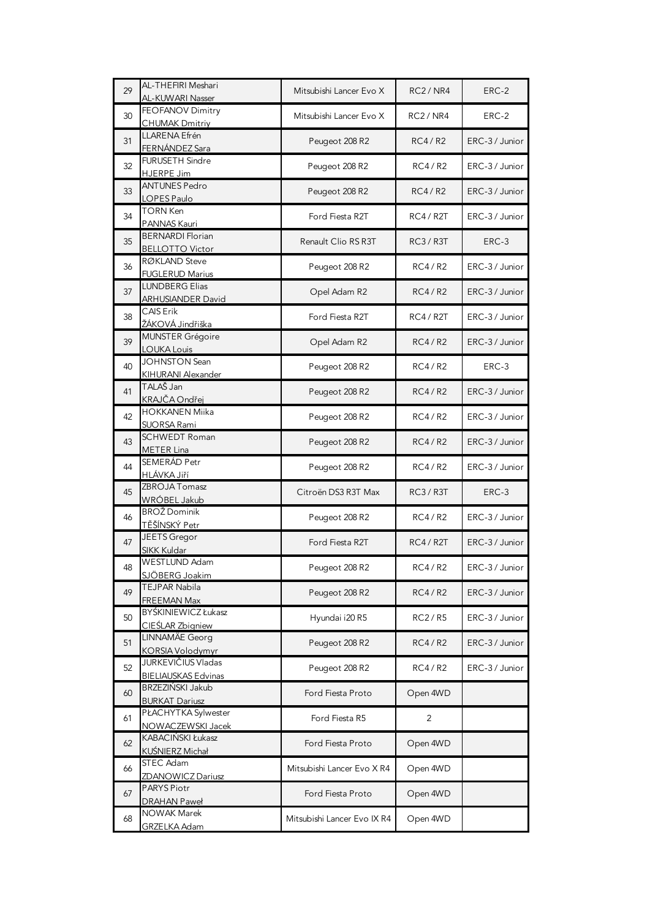| 29 | AL-THEFIRI Meshari<br>AL-KUWARI Nasser | Mitsubishi Lancer Evo X | RC2 / NR4 | ERC-2 |
|---|---|---|---|---|
| 30 | FEOFANOV Dimitry<br>CHUMAK Dmitriy | Mitsubishi Lancer Evo X | RC2 / NR4 | ERC-2 |
| 31 | LLARENA Efrén<br>FERNÁNDEZ Sara | Peugeot 208 R2 | RC4 / R2 | ERC-3 / Junior |
| 32 | FURUSETH Sindre<br>HJERPE Jim | Peugeot 208 R2 | RC4 / R2 | ERC-3 / Junior |
| 33 | ANTUNES Pedro<br>LOPES Paulo | Peugeot 208 R2 | RC4 / R2 | ERC-3 / Junior |
| 34 | TORN Ken<br>PANNAS Kauri | Ford Fiesta R2T | RC4 / R2T | ERC-3 / Junior |
| 35 | BERNARDI Florian<br>BELLOTTO Victor | Renault Clio RS R3T | RC3 / R3T | ERC-3 |
| 36 | RØKLAND Steve<br>FUGLERUD Marius | Peugeot 208 R2 | RC4 / R2 | ERC-3 / Junior |
| 37 | LUNDBERG Elias<br>ARHUSIANDER David | Opel Adam R2 | RC4 / R2 | ERC-3 / Junior |
| 38 | CAIS Erik<br>ŽÁKOVÁ Jindřiška | Ford Fiesta R2T | RC4 / R2T | ERC-3 / Junior |
| 39 | MUNSTER Grégoire<br>LOUKA Louis | Opel Adam R2 | RC4 / R2 | ERC-3 / Junior |
| 40 | JOHNSTON Sean<br>KIHURANI Alexander | Peugeot 208 R2 | RC4 / R2 | ERC-3 |
| 41 | TALAŠ Jan<br>KRAJČA Ondřej | Peugeot 208 R2 | RC4 / R2 | ERC-3 / Junior |
| 42 | HOKKANEN Miika<br>SUORSA Rami | Peugeot 208 R2 | RC4 / R2 | ERC-3 / Junior |
| 43 | SCHWEDT Roman<br>METER Lina | Peugeot 208 R2 | RC4 / R2 | ERC-3 / Junior |
| 44 | SEMERÁD Petr<br>HLÁVKA Jiří | Peugeot 208 R2 | RC4 / R2 | ERC-3 / Junior |
| 45 | ZBROJA Tomasz<br>WRÓBEL Jakub | Citroën DS3 R3T Max | RC3 / R3T | ERC-3 |
| 46 | BROŽ Dominik<br>TĚŠÍNSKÝ Petr | Peugeot 208 R2 | RC4 / R2 | ERC-3 / Junior |
| 47 | JEETS Gregor<br>SIKK Kuldar | Ford Fiesta R2T | RC4 / R2T | ERC-3 / Junior |
| 48 | WESTLUND Adam<br>SJÖBERG Joakim | Peugeot 208 R2 | RC4 / R2 | ERC-3 / Junior |
| 49 | TEJPAR Nabila<br>FREEMAN Max | Peugeot 208 R2 | RC4 / R2 | ERC-3 / Junior |
| 50 | BYŚKINIEWICZ Łukasz<br>CIEŚLAR Zbigniew | Hyundai i20 R5 | RC2 / R5 | ERC-3 / Junior |
| 51 | LINNAMÄE Georg<br>KORSIA Volodymyr | Peugeot 208 R2 | RC4 / R2 | ERC-3 / Junior |
| 52 | JURKEVIČIUS Vladas<br>BIELIAUSKAS Edvinas | Peugeot 208 R2 | RC4 / R2 | ERC-3 / Junior |
| 60 | BRZEZIŃSKI Jakub<br>BURKAT Dariusz | Ford Fiesta Proto | Open 4WD | |
| 61 | PŁACHYTKA Sylwester<br>NOWACZEWSKI Jacek | Ford Fiesta R5 | 2 | |
| 62 | KABACIŃSKI Łukasz<br>KUŚNIERZ Michał | Ford Fiesta Proto | Open 4WD | |
| 66 | STEC Adam<br>ZDANOWICZ Dariusz | Mitsubishi Lancer Evo X R4 | Open 4WD | |
| 67 | PARYS Piotr<br>DRAHAN Paweł | Ford Fiesta Proto | Open 4WD | |
| 68 | NOWAK Marek<br>GRZELKA Adam | Mitsubishi Lancer Evo IX R4 | Open 4WD | |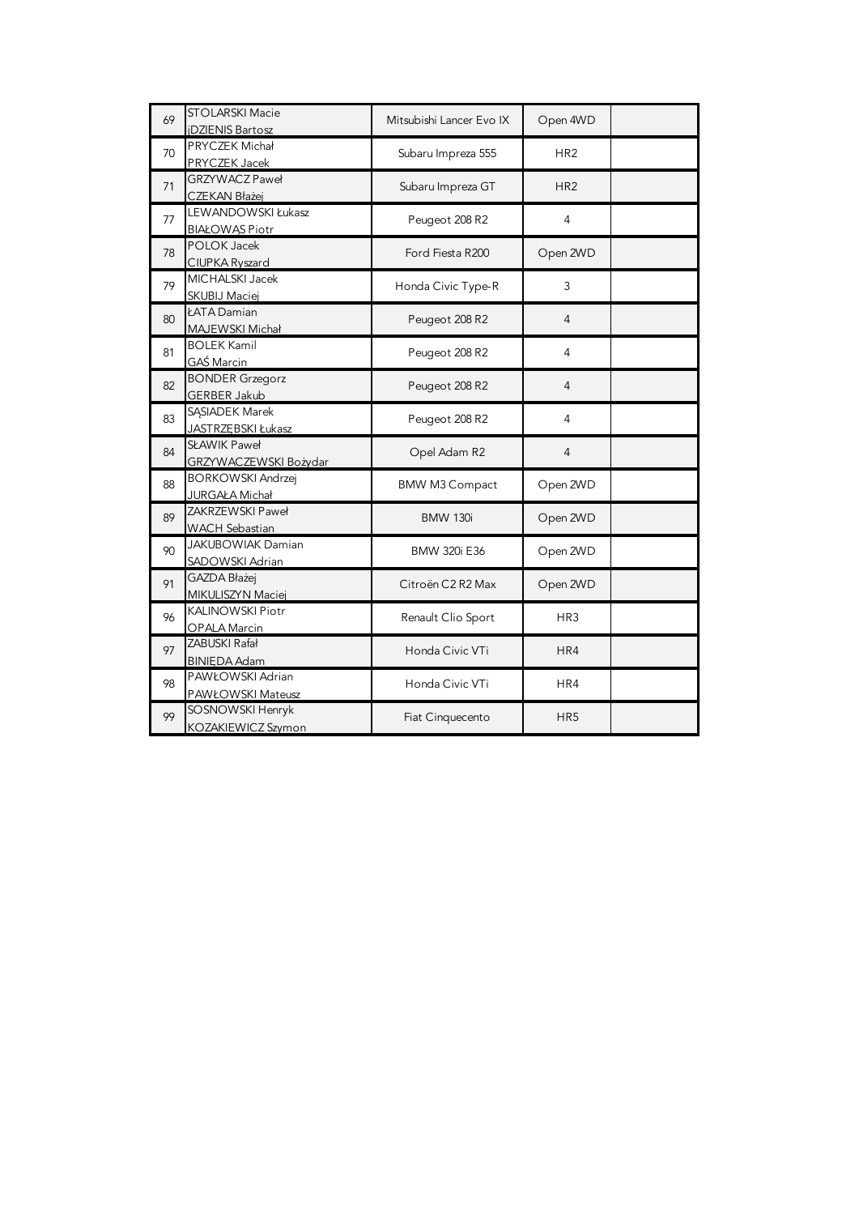| | | | | |
|---|---|---|---|---|
| 69 | STOLARSKI Macie<br>JDZIENIS Bartosz | Mitsubishi Lancer Evo IX | Open 4WD | |
| 70 | PRYCZEK Michał<br>PRYCZEK Jacek | Subaru Impreza 555 | HR2 | |
| 71 | GRZYWACZ Paweł<br>CZEKAN Błażej | Subaru Impreza GT | HR2 | |
| 77 | LEWANDOWSKI Łukasz<br>BIAŁOWĄS Piotr | Peugeot 208 R2 | 4 | |
| 78 | POLOK Jacek<br>CIUPKA Ryszard | Ford Fiesta R200 | Open 2WD | |
| 79 | MICHALSKI Jacek<br>SKUBIJ Maciej | Honda Civic Type-R | 3 | |
| 80 | ŁATA Damian<br>MAJEWSKI Michał | Peugeot 208 R2 | 4 | |
| 81 | BOLEK Kamil<br>GAŚ Marcin | Peugeot 208 R2 | 4 | |
| 82 | BONDER Grzegorz<br>GERBER Jakub | Peugeot 208 R2 | 4 | |
| 83 | SĄSIADEK Marek<br>JASTRZĘBSKI Łukasz | Peugeot 208 R2 | 4 | |
| 84 | SŁAWIK Paweł<br>GRZYWACZEWSKI Bożydar | Opel Adam R2 | 4 | |
| 88 | BORKOWSKI Andrzej<br>JURGAŁA Michał | BMW M3 Compact | Open 2WD | |
| 89 | ZAKRZEWSKI Paweł<br>WACH Sebastian | BMW 130i | Open 2WD | |
| 90 | JAKUBOWIAK Damian<br>SADOWSKI Adrian | BMW 320i E36 | Open 2WD | |
| 91 | GAZDA Błażej<br>MIKULISZYN Maciej | Citroën C2 R2 Max | Open 2WD | |
| 96 | KALINOWSKI Piotr<br>OPALA Marcin | Renault Clio Sport | HR3 | |
| 97 | ZABUSKI Rafał<br>BINIĘDA Adam | Honda Civic VTi | HR4 | |
| 98 | PAWŁOWSKI Adrian<br>PAWŁOWSKI Mateusz | Honda Civic VTi | HR4 | |
| 99 | SOSNOWSKI Henryk<br>KOZAKIEWICZ Szymon | Fiat Cinquecento | HR5 | |